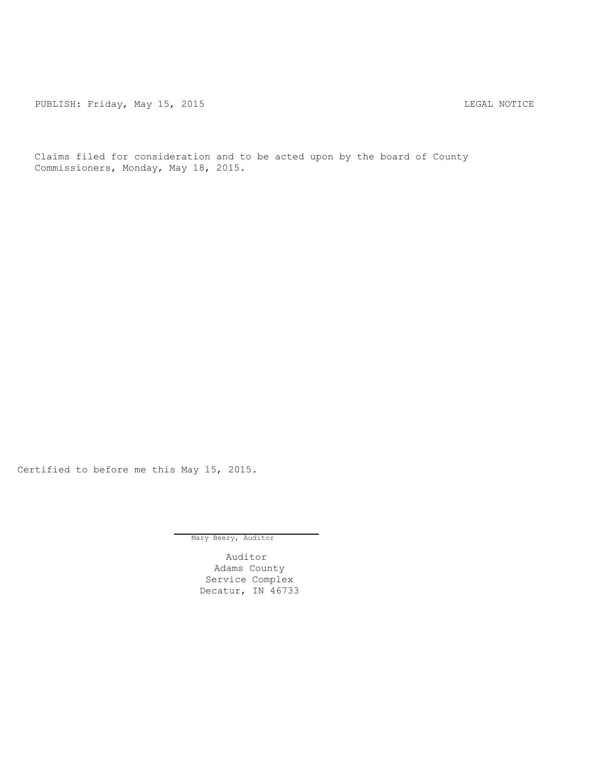PUBLISH: Friday, May 15, 2015 LEGAL NOTICE

Claims filed for consideration and to be acted upon by the board of County Commissioners, Monday, May 18, 2015.

Certified to before me this May 15, 2015.

Mary Beery, Auditor

Auditor
Adams County
Service Complex
Decatur, IN 46733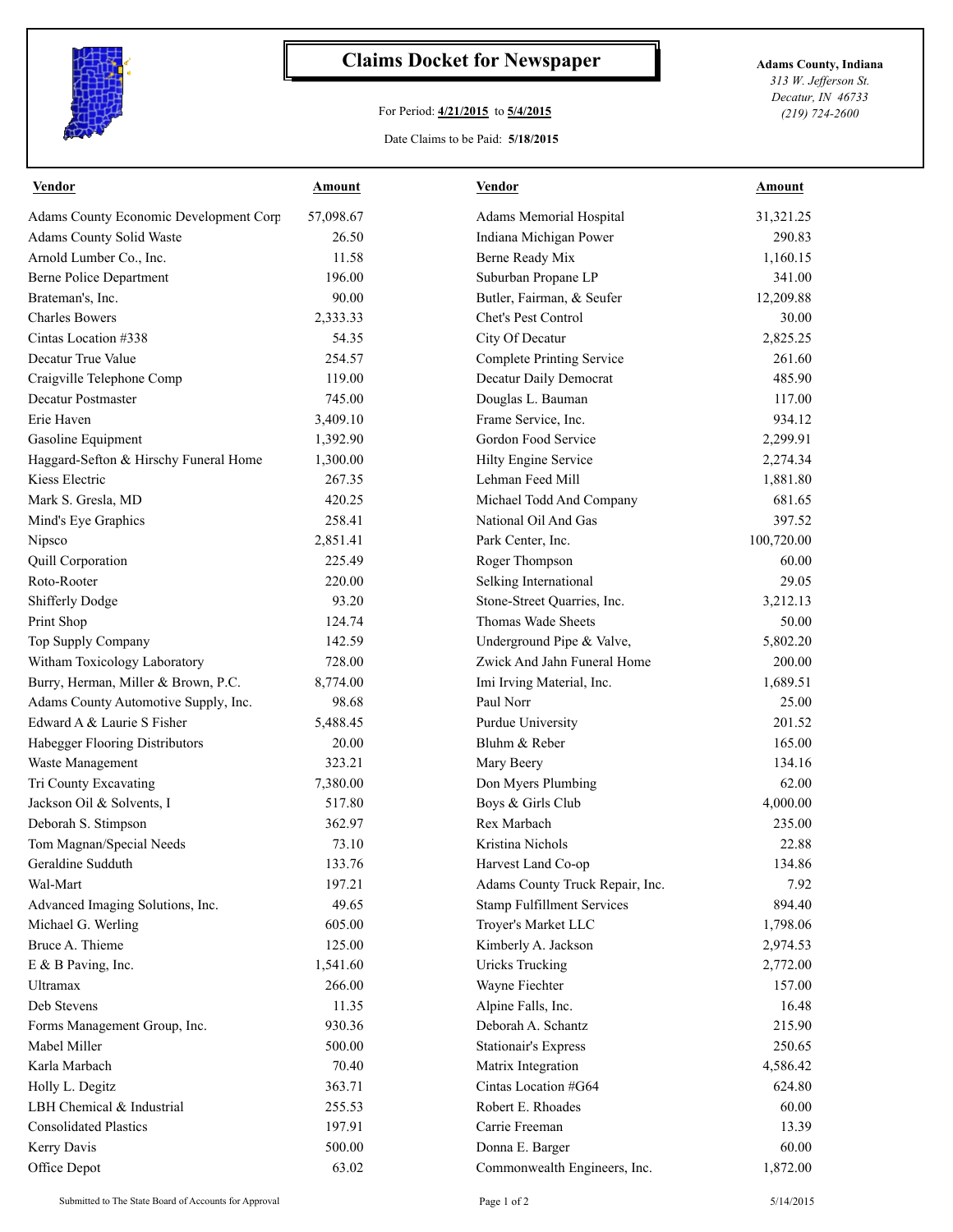# Claims Docket for Newspaper

**Adams County, Indiana**
*313 W. Jefferson St.*
*Decatur, IN 46733*
*(219) 724-2600*

For Period: **4/21/2015** to **5/4/2015**

Date Claims to be Paid: **5/18/2015**

| Vendor | Amount | Vendor | Amount |
|---|---|---|---|
| Adams County Economic Development Corp | 57,098.67 | Adams Memorial Hospital | 31,321.25 |
| Adams County Solid Waste | 26.50 | Indiana Michigan Power | 290.83 |
| Arnold Lumber Co., Inc. | 11.58 | Berne Ready Mix | 1,160.15 |
| Berne Police Department | 196.00 | Suburban Propane LP | 341.00 |
| Brateman's, Inc. | 90.00 | Butler, Fairman, & Seufer | 12,209.88 |
| Charles Bowers | 2,333.33 | Chet's Pest Control | 30.00 |
| Cintas Location #338 | 54.35 | City Of Decatur | 2,825.25 |
| Decatur True Value | 254.57 | Complete Printing Service | 261.60 |
| Craigville Telephone Comp | 119.00 | Decatur Daily Democrat | 485.90 |
| Decatur Postmaster | 745.00 | Douglas L. Bauman | 117.00 |
| Erie Haven | 3,409.10 | Frame Service, Inc. | 934.12 |
| Gasoline Equipment | 1,392.90 | Gordon Food Service | 2,299.91 |
| Haggard-Sefton & Hirschy Funeral Home | 1,300.00 | Hilty Engine Service | 2,274.34 |
| Kiess Electric | 267.35 | Lehman Feed Mill | 1,881.80 |
| Mark S. Gresla, MD | 420.25 | Michael Todd And Company | 681.65 |
| Mind's Eye Graphics | 258.41 | National Oil And Gas | 397.52 |
| Nipsco | 2,851.41 | Park Center, Inc. | 100,720.00 |
| Quill Corporation | 225.49 | Roger Thompson | 60.00 |
| Roto-Rooter | 220.00 | Selking International | 29.05 |
| Shifferly Dodge | 93.20 | Stone-Street Quarries, Inc. | 3,212.13 |
| Print Shop | 124.74 | Thomas Wade Sheets | 50.00 |
| Top Supply Company | 142.59 | Underground Pipe & Valve, | 5,802.20 |
| Witham Toxicology Laboratory | 728.00 | Zwick And Jahn Funeral Home | 200.00 |
| Burry, Herman, Miller & Brown, P.C. | 8,774.00 | Imi Irving Material, Inc. | 1,689.51 |
| Adams County Automotive Supply, Inc. | 98.68 | Paul Norr | 25.00 |
| Edward A & Laurie S Fisher | 5,488.45 | Purdue University | 201.52 |
| Habegger Flooring Distributors | 20.00 | Bluhm & Reber | 165.00 |
| Waste Management | 323.21 | Mary Beery | 134.16 |
| Tri County Excavating | 7,380.00 | Don Myers Plumbing | 62.00 |
| Jackson Oil & Solvents, I | 517.80 | Boys & Girls Club | 4,000.00 |
| Deborah S. Stimpson | 362.97 | Rex Marbach | 235.00 |
| Tom Magnan/Special Needs | 73.10 | Kristina Nichols | 22.88 |
| Geraldine Sudduth | 133.76 | Harvest Land Co-op | 134.86 |
| Wal-Mart | 197.21 | Adams County Truck Repair, Inc. | 7.92 |
| Advanced Imaging Solutions, Inc. | 49.65 | Stamp Fulfillment Services | 894.40 |
| Michael G. Werling | 605.00 | Troyer's Market LLC | 1,798.06 |
| Bruce A. Thieme | 125.00 | Kimberly A. Jackson | 2,974.53 |
| E & B Paving, Inc. | 1,541.60 | Uricks Trucking | 2,772.00 |
| Ultramax | 266.00 | Wayne Fiechter | 157.00 |
| Deb Stevens | 11.35 | Alpine Falls, Inc. | 16.48 |
| Forms Management Group, Inc. | 930.36 | Deborah A. Schantz | 215.90 |
| Mabel Miller | 500.00 | Stationair's Express | 250.65 |
| Karla Marbach | 70.40 | Matrix Integration | 4,586.42 |
| Holly L. Degitz | 363.71 | Cintas Location #G64 | 624.80 |
| LBH Chemical & Industrial | 255.53 | Robert E. Rhoades | 60.00 |
| Consolidated Plastics | 197.91 | Carrie Freeman | 13.39 |
| Kerry Davis | 500.00 | Donna E. Barger | 60.00 |
| Office Depot | 63.02 | Commonwealth Engineers, Inc. | 1,872.00 |

Submitted to The State Board of Accounts for Approval — 5/14/2015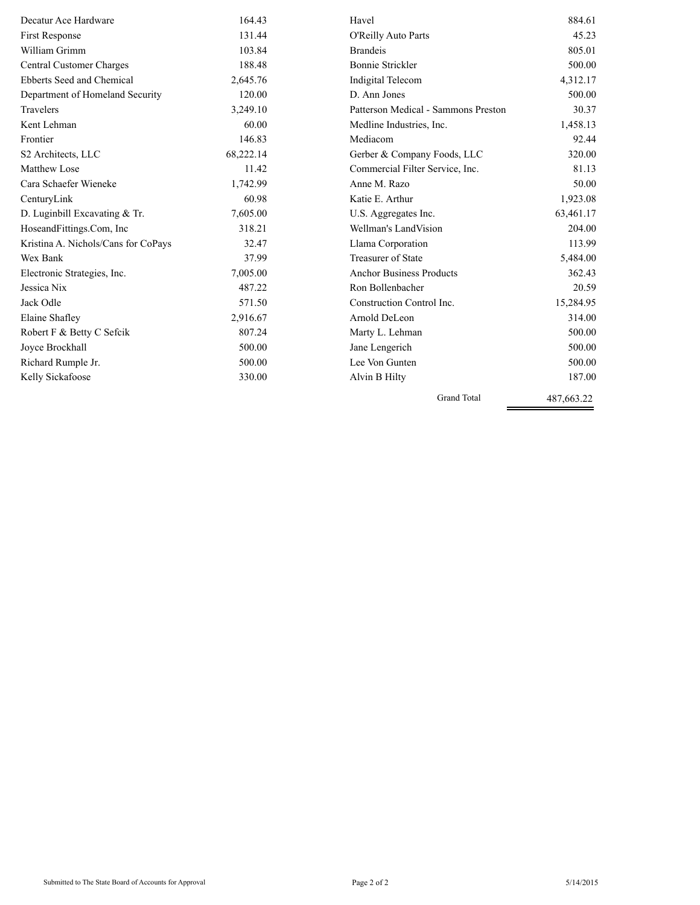| | |
|---|---|
| Decatur Ace Hardware | 164.43 |
| First Response | 131.44 |
| William Grimm | 103.84 |
| Central Customer Charges | 188.48 |
| Ebberts Seed and Chemical | 2,645.76 |
| Department of Homeland Security | 120.00 |
| Travelers | 3,249.10 |
| Kent Lehman | 60.00 |
| Frontier | 146.83 |
| S2 Architects, LLC | 68,222.14 |
| Matthew Lose | 11.42 |
| Cara Schaefer Wieneke | 1,742.99 |
| CenturyLink | 60.98 |
| D. Luginbill Excavating & Tr. | 7,605.00 |
| HoseandFittings.Com, Inc | 318.21 |
| Kristina A. Nichols/Cans for CoPays | 32.47 |
| Wex Bank | 37.99 |
| Electronic Strategies, Inc. | 7,005.00 |
| Jessica Nix | 487.22 |
| Jack Odle | 571.50 |
| Elaine Shafley | 2,916.67 |
| Robert F & Betty C Sefcik | 807.24 |
| Joyce Brockhall | 500.00 |
| Richard Rumple Jr. | 500.00 |
| Kelly Sickafoose | 330.00 |
| Havel | 884.61 |
| O'Reilly Auto Parts | 45.23 |
| Brandeis | 805.01 |
| Bonnie Strickler | 500.00 |
| Indigital Telecom | 4,312.17 |
| D. Ann Jones | 500.00 |
| Patterson Medical - Sammons Preston | 30.37 |
| Medline Industries, Inc. | 1,458.13 |
| Mediacom | 92.44 |
| Gerber & Company Foods, LLC | 320.00 |
| Commercial Filter Service, Inc. | 81.13 |
| Anne M. Razo | 50.00 |
| Katie E. Arthur | 1,923.08 |
| U.S. Aggregates Inc. | 63,461.17 |
| Wellman's LandVision | 204.00 |
| Llama Corporation | 113.99 |
| Treasurer of State | 5,484.00 |
| Anchor Business Products | 362.43 |
| Ron Bollenbacher | 20.59 |
| Construction Control Inc. | 15,284.95 |
| Arnold DeLeon | 314.00 |
| Marty L. Lehman | 500.00 |
| Jane Lengerich | 500.00 |
| Lee Von Gunten | 500.00 |
| Alvin B Hilty | 187.00 |
| Grand Total | 487,663.22 |